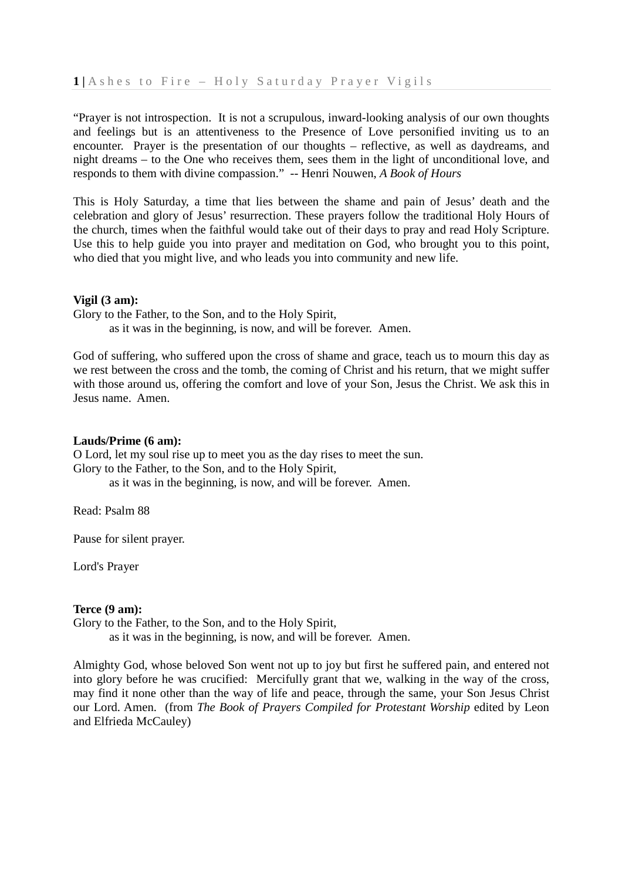"Prayer is not introspection. It is not a scrupulous, inward-looking analysis of our own thoughts and feelings but is an attentiveness to the Presence of Love personified inviting us to an encounter. Prayer is the presentation of our thoughts – reflective, as well as daydreams, and night dreams – to the One who receives them, sees them in the light of unconditional love, and responds to them with divine compassion." -- Henri Nouwen, *A Book of Hours*

This is Holy Saturday, a time that lies between the shame and pain of Jesus' death and the celebration and glory of Jesus' resurrection. These prayers follow the traditional Holy Hours of the church, times when the faithful would take out of their days to pray and read Holy Scripture. Use this to help guide you into prayer and meditation on God, who brought you to this point, who died that you might live, and who leads you into community and new life.

**Vigil (3 am):**
Glory to the Father, to the Son, and to the Holy Spirit,
    as it was in the beginning, is now, and will be forever. Amen.

God of suffering, who suffered upon the cross of shame and grace, teach us to mourn this day as we rest between the cross and the tomb, the coming of Christ and his return, that we might suffer with those around us, offering the comfort and love of your Son, Jesus the Christ. We ask this in Jesus name. Amen.

**Lauds/Prime (6 am):**
O Lord, let my soul rise up to meet you as the day rises to meet the sun.
Glory to the Father, to the Son, and to the Holy Spirit,
    as it was in the beginning, is now, and will be forever. Amen.

Read: Psalm 88

Pause for silent prayer.

Lord's Prayer

**Terce (9 am):**
Glory to the Father, to the Son, and to the Holy Spirit,
    as it was in the beginning, is now, and will be forever. Amen.

Almighty God, whose beloved Son went not up to joy but first he suffered pain, and entered not into glory before he was crucified: Mercifully grant that we, walking in the way of the cross, may find it none other than the way of life and peace, through the same, your Son Jesus Christ our Lord. Amen. (from *The Book of Prayers Compiled for Protestant Worship* edited by Leon and Elfrieda McCauley)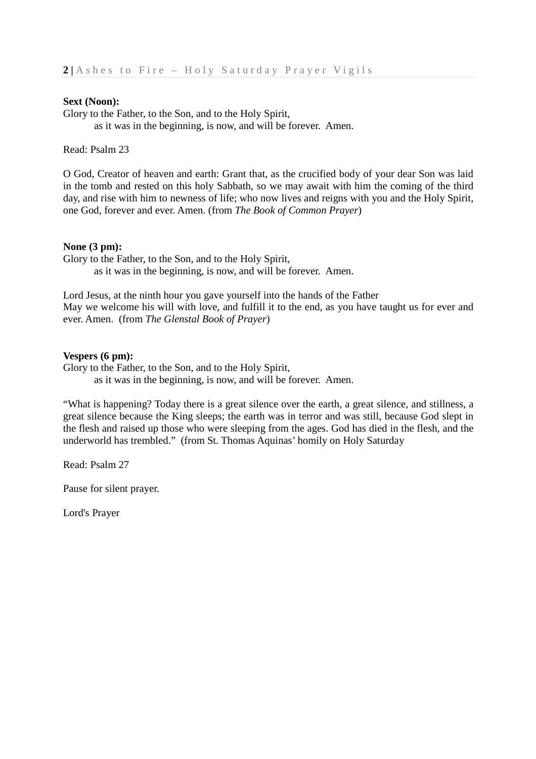**Sext (Noon):**

Glory to the Father, to the Son, and to the Holy Spirit,
    as it was in the beginning, is now, and will be forever.  Amen.

Read: Psalm 23

O God, Creator of heaven and earth: Grant that, as the crucified body of your dear Son was laid in the tomb and rested on this holy Sabbath, so we may await with him the coming of the third day, and rise with him to newness of life; who now lives and reigns with you and the Holy Spirit, one God, forever and ever. Amen. (from *The Book of Common Prayer*)

**None (3 pm):**

Glory to the Father, to the Son, and to the Holy Spirit,
    as it was in the beginning, is now, and will be forever.  Amen.

Lord Jesus, at the ninth hour you gave yourself into the hands of the Father
May we welcome his will with love, and fulfill it to the end, as you have taught us for ever and ever. Amen.  (from *The Glenstal Book of Prayer*)

**Vespers (6 pm):**

Glory to the Father, to the Son, and to the Holy Spirit,
    as it was in the beginning, is now, and will be forever.  Amen.

"What is happening? Today there is a great silence over the earth, a great silence, and stillness, a great silence because the King sleeps; the earth was in terror and was still, because God slept in the flesh and raised up those who were sleeping from the ages. God has died in the flesh, and the underworld has trembled."  (from St. Thomas Aquinas' homily on Holy Saturday

Read: Psalm 27

Pause for silent prayer.

Lord's Prayer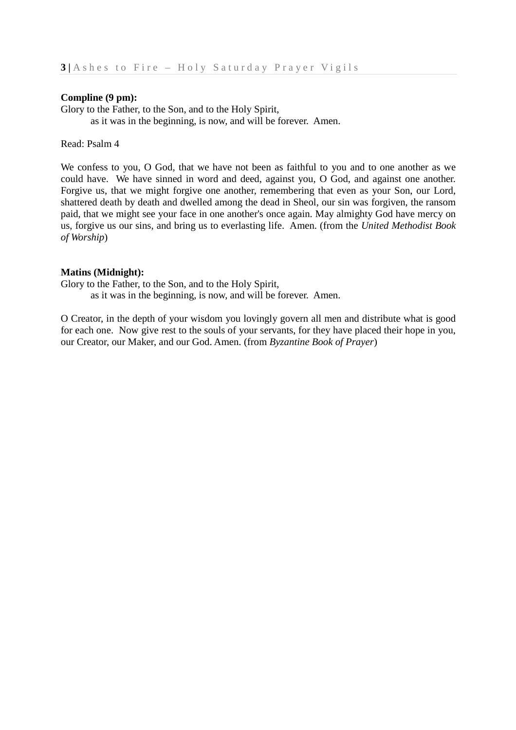**Compline (9 pm):**

Glory to the Father, to the Son, and to the Holy Spirit,
as it was in the beginning, is now, and will be forever. Amen.

Read: Psalm 4

We confess to you, O God, that we have not been as faithful to you and to one another as we could have. We have sinned in word and deed, against you, O God, and against one another. Forgive us, that we might forgive one another, remembering that even as your Son, our Lord, shattered death by death and dwelled among the dead in Sheol, our sin was forgiven, the ransom paid, that we might see your face in one another's once again. May almighty God have mercy on us, forgive us our sins, and bring us to everlasting life. Amen. (from the *United Methodist Book of Worship*)

**Matins (Midnight):**

Glory to the Father, to the Son, and to the Holy Spirit,
as it was in the beginning, is now, and will be forever. Amen.

O Creator, in the depth of your wisdom you lovingly govern all men and distribute what is good for each one. Now give rest to the souls of your servants, for they have placed their hope in you, our Creator, our Maker, and our God. Amen. (from *Byzantine Book of Prayer*)